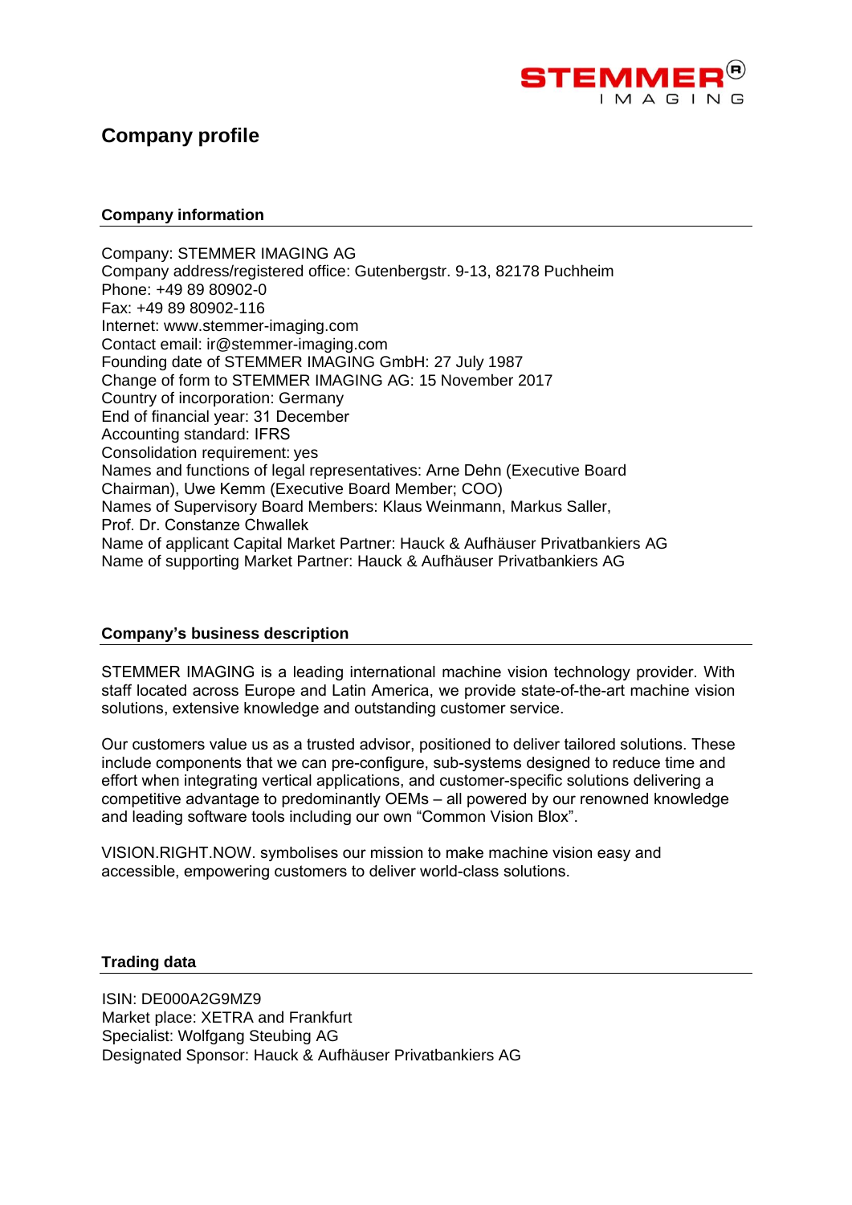# Company profile

## Company information

Company: STEMMER IMAGING AG
Company address/registered office: Gutenbergstr. 9-13, 82178 Puchheim
Phone: +49 89 80902-0
Fax: +49 89 80902-116
Internet: www.stemmer-imaging.com
Contact email: ir@stemmer-imaging.com
Founding date of STEMMER IMAGING GmbH: 27 July 1987
Change of form to STEMMER IMAGING AG: 15 November 2017
Country of incorporation: Germany
End of financial year: 31 December
Accounting standard: IFRS
Consolidation requirement: yes
Names and functions of legal representatives: Arne Dehn (Executive Board Chairman), Uwe Kemm (Executive Board Member; COO)
Names of Supervisory Board Members: Klaus Weinmann, Markus Saller, Prof. Dr. Constanze Chwallek
Name of applicant Capital Market Partner: Hauck & Aufhäuser Privatbankiers AG
Name of supporting Market Partner: Hauck & Aufhäuser Privatbankiers AG

## Company's business description

STEMMER IMAGING is a leading international machine vision technology provider. With staff located across Europe and Latin America, we provide state-of-the-art machine vision solutions, extensive knowledge and outstanding customer service.

Our customers value us as a trusted advisor, positioned to deliver tailored solutions. These include components that we can pre-configure, sub-systems designed to reduce time and effort when integrating vertical applications, and customer-specific solutions delivering a competitive advantage to predominantly OEMs – all powered by our renowned knowledge and leading software tools including our own "Common Vision Blox".

VISION.RIGHT.NOW. symbolises our mission to make machine vision easy and accessible, empowering customers to deliver world-class solutions.

## Trading data

ISIN: DE000A2G9MZ9
Market place: XETRA and Frankfurt
Specialist: Wolfgang Steubing AG
Designated Sponsor: Hauck & Aufhäuser Privatbankiers AG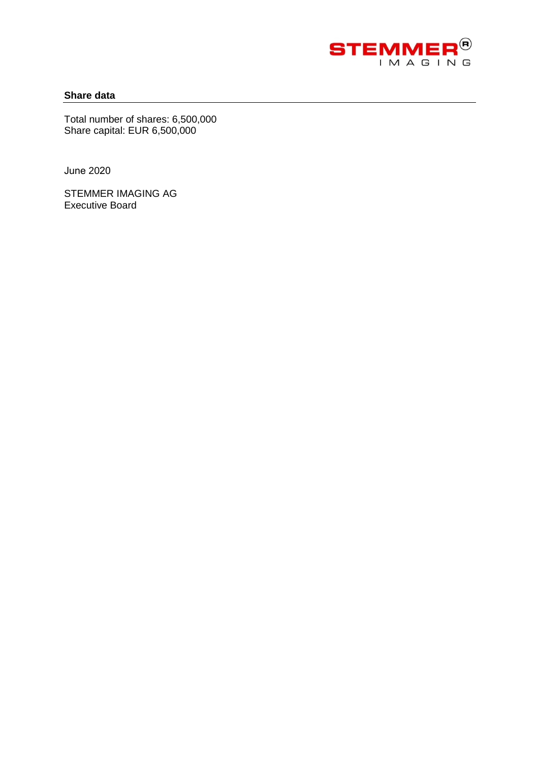## Share data

Total number of shares: 6,500,000
Share capital: EUR 6,500,000

June 2020

STEMMER IMAGING AG
Executive Board